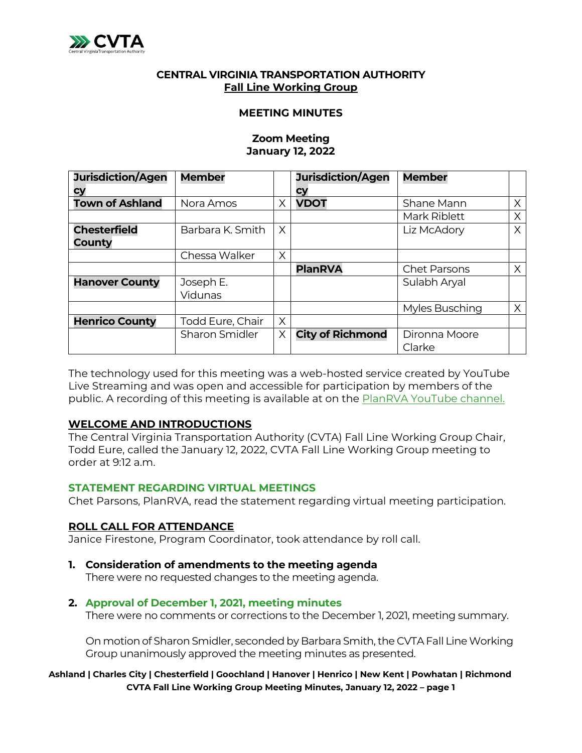**CENTRAL VIRGINIA TRANSPORTATION AUTHORITY**
**Fall Line Working Group**

**MEETING MINUTES**

**Zoom Meeting**
**January 12, 2022**

| Jurisdiction/Agency | Member | | Jurisdiction/Agency | Member | |
|---|---|---|---|---|---|
| **Town of Ashland** | Nora Amos | X | **VDOT** | Shane Mann | X |
| | | | | Mark Riblett | X |
| **Chesterfield County** | Barbara K. Smith | X | | Liz McAdory | X |
| | Chessa Walker | X | | | |
| | | | **PlanRVA** | Chet Parsons | X |
| **Hanover County** | Joseph E. Vidunas | | | Sulabh Aryal | |
| | | | | Myles Busching | X |
| **Henrico County** | Todd Eure, Chair | X | | | |
| | Sharon Smidler | X | **City of Richmond** | Dironna Moore Clarke | |

The technology used for this meeting was a web-hosted service created by YouTube Live Streaming and was open and accessible for participation by members of the public. A recording of this meeting is available at on the PlanRVA YouTube channel.

## WELCOME AND INTRODUCTIONS

The Central Virginia Transportation Authority (CVTA) Fall Line Working Group Chair, Todd Eure, called the January 12, 2022, CVTA Fall Line Working Group meeting to order at 9:12 a.m.

## STATEMENT REGARDING VIRTUAL MEETINGS

Chet Parsons, PlanRVA, read the statement regarding virtual meeting participation.

## ROLL CALL FOR ATTENDANCE

Janice Firestone, Program Coordinator, took attendance by roll call.

1. **Consideration of amendments to the meeting agenda**
   There were no requested changes to the meeting agenda.

2. **Approval of December 1, 2021, meeting minutes**
   There were no comments or corrections to the December 1, 2021, meeting summary.

   On motion of Sharon Smidler, seconded by Barbara Smith, the CVTA Fall Line Working Group unanimously approved the meeting minutes as presented.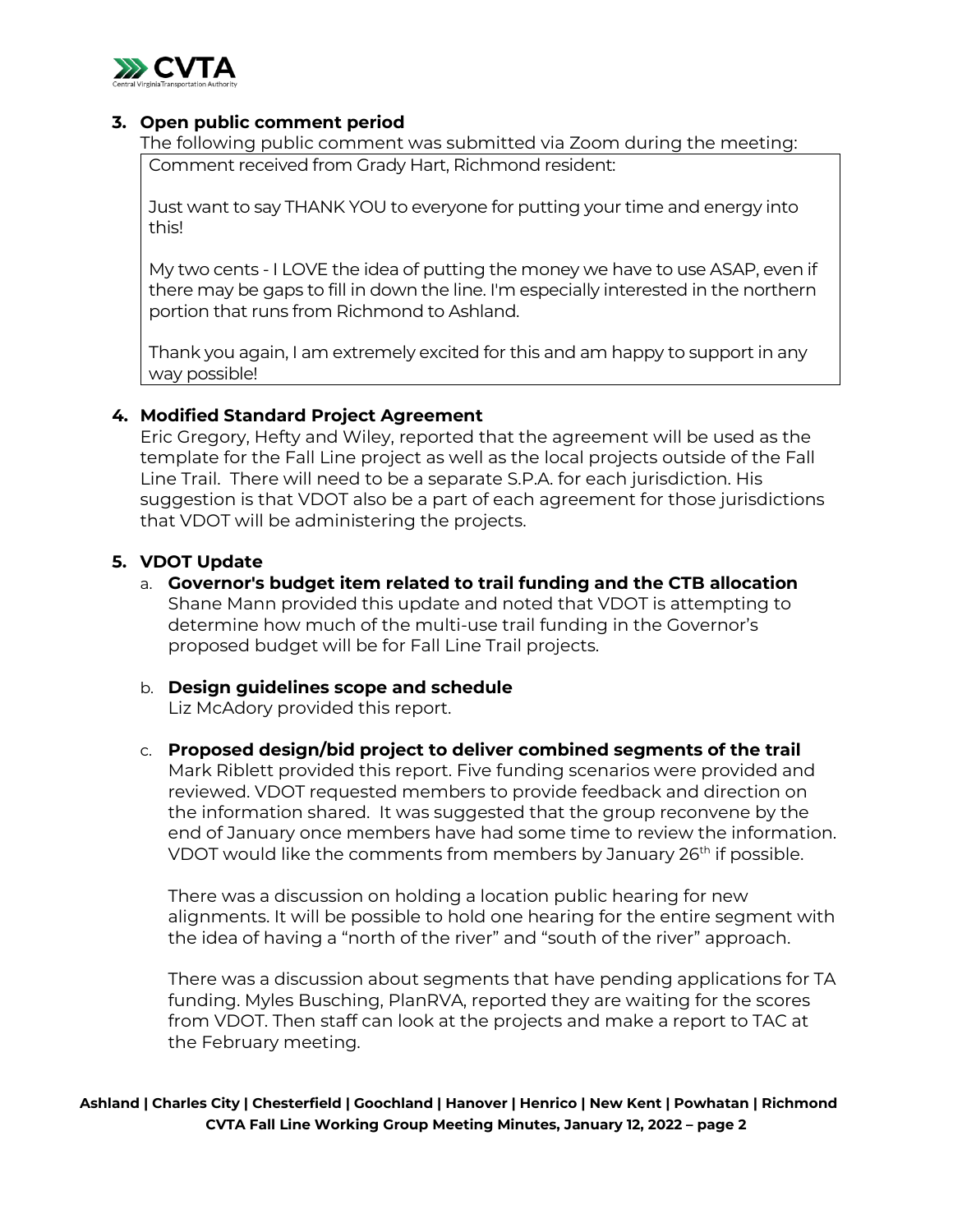### 3. Open public comment period

The following public comment was submitted via Zoom during the meeting:

> Comment received from Grady Hart, Richmond resident:
>
> Just want to say THANK YOU to everyone for putting your time and energy into this!
>
> My two cents - I LOVE the idea of putting the money we have to use ASAP, even if there may be gaps to fill in down the line. I'm especially interested in the northern portion that runs from Richmond to Ashland.
>
> Thank you again, I am extremely excited for this and am happy to support in any way possible!

### 4. Modified Standard Project Agreement

Eric Gregory, Hefty and Wiley, reported that the agreement will be used as the template for the Fall Line project as well as the local projects outside of the Fall Line Trail. There will need to be a separate S.P.A. for each jurisdiction. His suggestion is that VDOT also be a part of each agreement for those jurisdictions that VDOT will be administering the projects.

### 5. VDOT Update

a. **Governor's budget item related to trail funding and the CTB allocation**
   Shane Mann provided this update and noted that VDOT is attempting to determine how much of the multi-use trail funding in the Governor's proposed budget will be for Fall Line Trail projects.

b. **Design guidelines scope and schedule**
   Liz McAdory provided this report.

c. **Proposed design/bid project to deliver combined segments of the trail**
   Mark Riblett provided this report. Five funding scenarios were provided and reviewed. VDOT requested members to provide feedback and direction on the information shared. It was suggested that the group reconvene by the end of January once members have had some time to review the information. VDOT would like the comments from members by January 26th if possible.

   There was a discussion on holding a location public hearing for new alignments. It will be possible to hold one hearing for the entire segment with the idea of having a "north of the river" and "south of the river" approach.

   There was a discussion about segments that have pending applications for TA funding. Myles Busching, PlanRVA, reported they are waiting for the scores from VDOT. Then staff can look at the projects and make a report to TAC at the February meeting.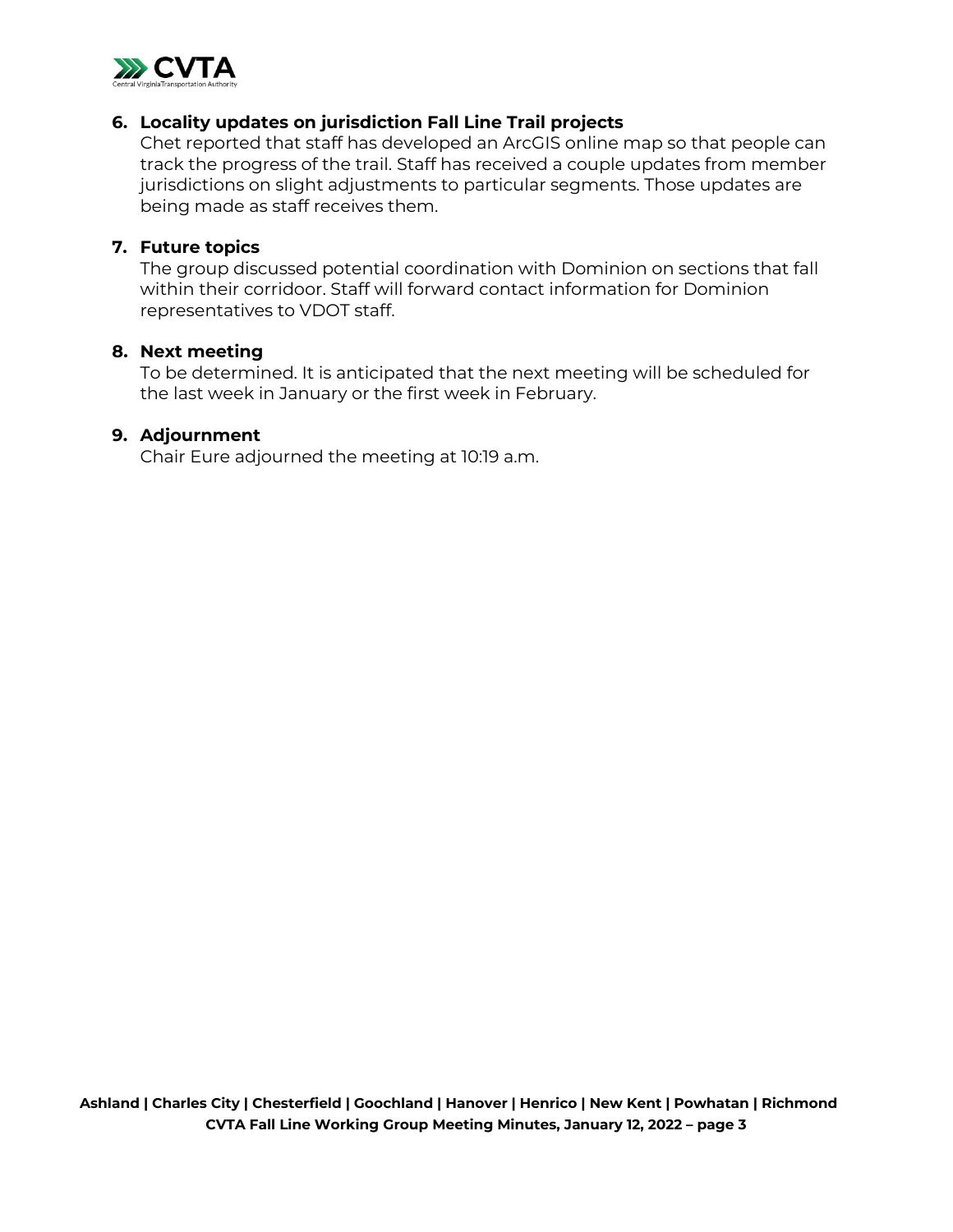6. **Locality updates on jurisdiction Fall Line Trail projects**
   Chet reported that staff has developed an ArcGIS online map so that people can track the progress of the trail. Staff has received a couple updates from member jurisdictions on slight adjustments to particular segments. Those updates are being made as staff receives them.

7. **Future topics**
   The group discussed potential coordination with Dominion on sections that fall within their corridoor. Staff will forward contact information for Dominion representatives to VDOT staff.

8. **Next meeting**
   To be determined. It is anticipated that the next meeting will be scheduled for the last week in January or the first week in February.

9. **Adjournment**
   Chair Eure adjourned the meeting at 10:19 a.m.